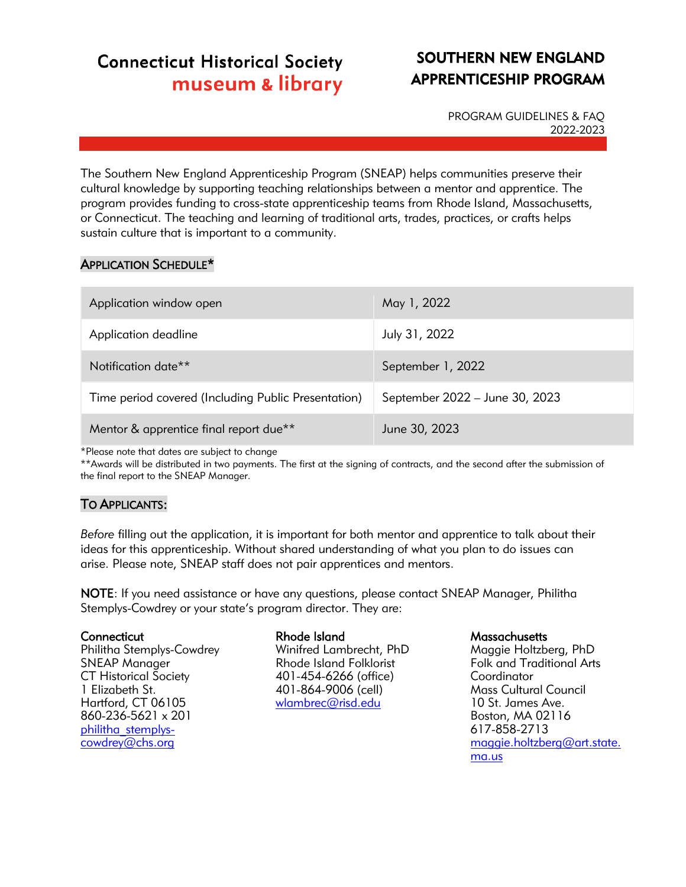**Connecticut Historical Society**
**museum & library**

# SOUTHERN NEW ENGLAND APPRENTICESHIP PROGRAM

PROGRAM GUIDELINES & FAQ
2022-2023

The Southern New England Apprenticeship Program (SNEAP) helps communities preserve their cultural knowledge by supporting teaching relationships between a mentor and apprentice. The program provides funding to cross-state apprenticeship teams from Rhode Island, Massachusetts, or Connecticut. The teaching and learning of traditional arts, trades, practices, or crafts helps sustain culture that is important to a community.

## Application Schedule*

| | |
|---|---|
| Application window open | May 1, 2022 |
| Application deadline | July 31, 2022 |
| Notification date** | September 1, 2022 |
| Time period covered (Including Public Presentation) | September 2022 – June 30, 2023 |
| Mentor & apprentice final report due** | June 30, 2023 |

*Please note that dates are subject to change
**Awards will be distributed in two payments. The first at the signing of contracts, and the second after the submission of the final report to the SNEAP Manager.

## To Applicants:

*Before* filling out the application, it is important for both mentor and apprentice to talk about their ideas for this apprenticeship. Without shared understanding of what you plan to do issues can arise. Please note, SNEAP staff does not pair apprentices and mentors.

**NOTE**: If you need assistance or have any questions, please contact SNEAP Manager, Philitha Stemplys-Cowdrey or your state's program director. They are:

**Connecticut**
Philitha Stemplys-Cowdrey
SNEAP Manager
CT Historical Society
1 Elizabeth St.
Hartford, CT 06105
860-236-5621 x 201
philitha_stemplys-cowdrey@chs.org

**Rhode Island**
Winifred Lambrecht, PhD
Rhode Island Folklorist
401-454-6266 (office)
401-864-9006 (cell)
wlambrec@risd.edu

**Massachusetts**
Maggie Holtzberg, PhD
Folk and Traditional Arts Coordinator
Mass Cultural Council
10 St. James Ave.
Boston, MA 02116
617-858-2713
maggie.holtzberg@art.state.ma.us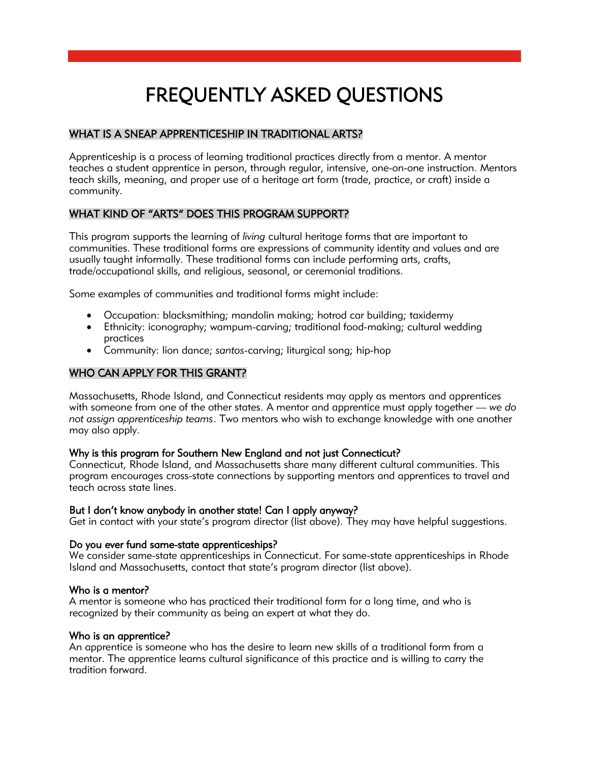# FREQUENTLY ASKED QUESTIONS

## WHAT IS A SNEAP APPRENTICESHIP IN TRADITIONAL ARTS?

Apprenticeship is a process of learning traditional practices directly from a mentor. A mentor teaches a student apprentice in person, through regular, intensive, one-on-one instruction. Mentors teach skills, meaning, and proper use of a heritage art form (trade, practice, or craft) inside a community.

## WHAT KIND OF "ARTS" DOES THIS PROGRAM SUPPORT?

This program supports the learning of *living* cultural heritage forms that are important to communities. These traditional forms are expressions of community identity and values and are usually taught informally. These traditional forms can include performing arts, crafts, trade/occupational skills, and religious, seasonal, or ceremonial traditions.

Some examples of communities and traditional forms might include:

- Occupation: blacksmithing; mandolin making; hotrod car building; taxidermy
- Ethnicity: iconography; wampum-carving; traditional food-making; cultural wedding practices
- Community: lion dance; *santos*-carving; liturgical song; hip-hop

## WHO CAN APPLY FOR THIS GRANT?

Massachusetts, Rhode Island, and Connecticut residents may apply as mentors and apprentices with someone from one of the other states. A mentor and apprentice must apply together — *we do not assign apprenticeship teams*. Two mentors who wish to exchange knowledge with one another may also apply.

### Why is this program for Southern New England and not just Connecticut?

Connecticut, Rhode Island, and Massachusetts share many different cultural communities. This program encourages cross-state connections by supporting mentors and apprentices to travel and teach across state lines.

### But I don't know anybody in another state! Can I apply anyway?

Get in contact with your state's program director (list above). They may have helpful suggestions.

### Do you ever fund same-state apprenticeships?

We consider same-state apprenticeships in Connecticut. For same-state apprenticeships in Rhode Island and Massachusetts, contact that state's program director (list above).

### Who is a mentor?

A mentor is someone who has practiced their traditional form for a long time, and who is recognized by their community as being an expert at what they do.

### Who is an apprentice?

An apprentice is someone who has the desire to learn new skills of a traditional form from a mentor. The apprentice learns cultural significance of this practice and is willing to carry the tradition forward.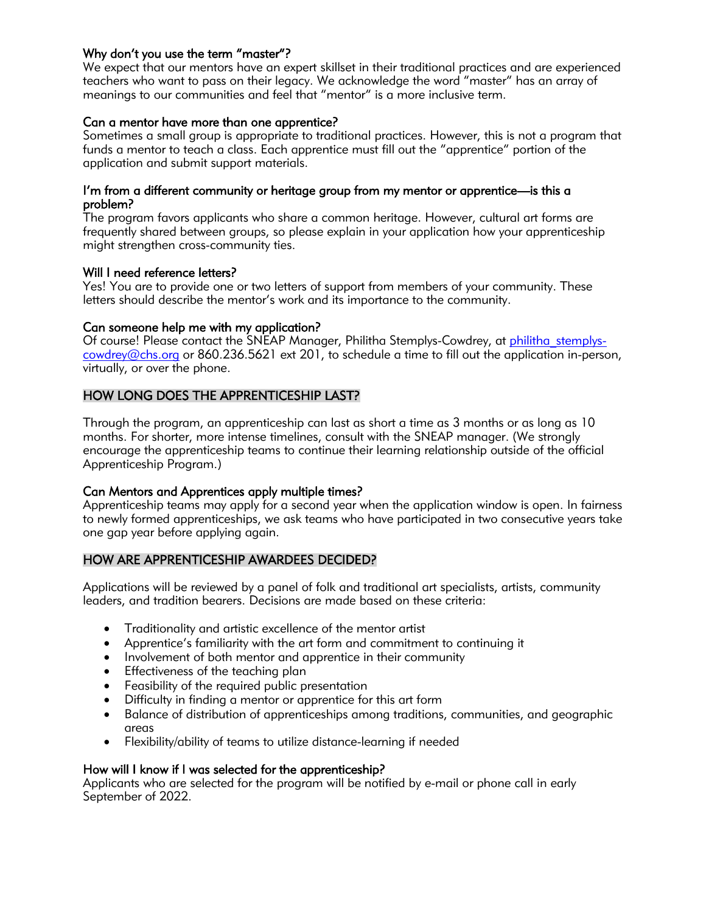### Why don't you use the term "master"?

We expect that our mentors have an expert skillset in their traditional practices and are experienced teachers who want to pass on their legacy. We acknowledge the word "master" has an array of meanings to our communities and feel that "mentor" is a more inclusive term.

### Can a mentor have more than one apprentice?

Sometimes a small group is appropriate to traditional practices. However, this is not a program that funds a mentor to teach a class. Each apprentice must fill out the "apprentice" portion of the application and submit support materials.

### I'm from a different community or heritage group from my mentor or apprentice—is this a problem?

The program favors applicants who share a common heritage. However, cultural art forms are frequently shared between groups, so please explain in your application how your apprenticeship might strengthen cross-community ties.

### Will I need reference letters?

Yes! You are to provide one or two letters of support from members of your community. These letters should describe the mentor's work and its importance to the community.

### Can someone help me with my application?

Of course! Please contact the SNEAP Manager, Philitha Stemplys-Cowdrey, at [philitha_stemplys-cowdrey@chs.org](mailto:philitha_stemplys-cowdrey@chs.org) or 860.236.5621 ext 201, to schedule a time to fill out the application in-person, virtually, or over the phone.

## HOW LONG DOES THE APPRENTICESHIP LAST?

Through the program, an apprenticeship can last as short a time as 3 months or as long as 10 months. For shorter, more intense timelines, consult with the SNEAP manager. (We strongly encourage the apprenticeship teams to continue their learning relationship outside of the official Apprenticeship Program.)

### Can Mentors and Apprentices apply multiple times?

Apprenticeship teams may apply for a second year when the application window is open. In fairness to newly formed apprenticeships, we ask teams who have participated in two consecutive years take one gap year before applying again.

## HOW ARE APPRENTICESHIP AWARDEES DECIDED?

Applications will be reviewed by a panel of folk and traditional art specialists, artists, community leaders, and tradition bearers. Decisions are made based on these criteria:

- Traditionality and artistic excellence of the mentor artist
- Apprentice's familiarity with the art form and commitment to continuing it
- Involvement of both mentor and apprentice in their community
- Effectiveness of the teaching plan
- Feasibility of the required public presentation
- Difficulty in finding a mentor or apprentice for this art form
- Balance of distribution of apprenticeships among traditions, communities, and geographic areas
- Flexibility/ability of teams to utilize distance-learning if needed

### How will I know if I was selected for the apprenticeship?

Applicants who are selected for the program will be notified by e-mail or phone call in early September of 2022.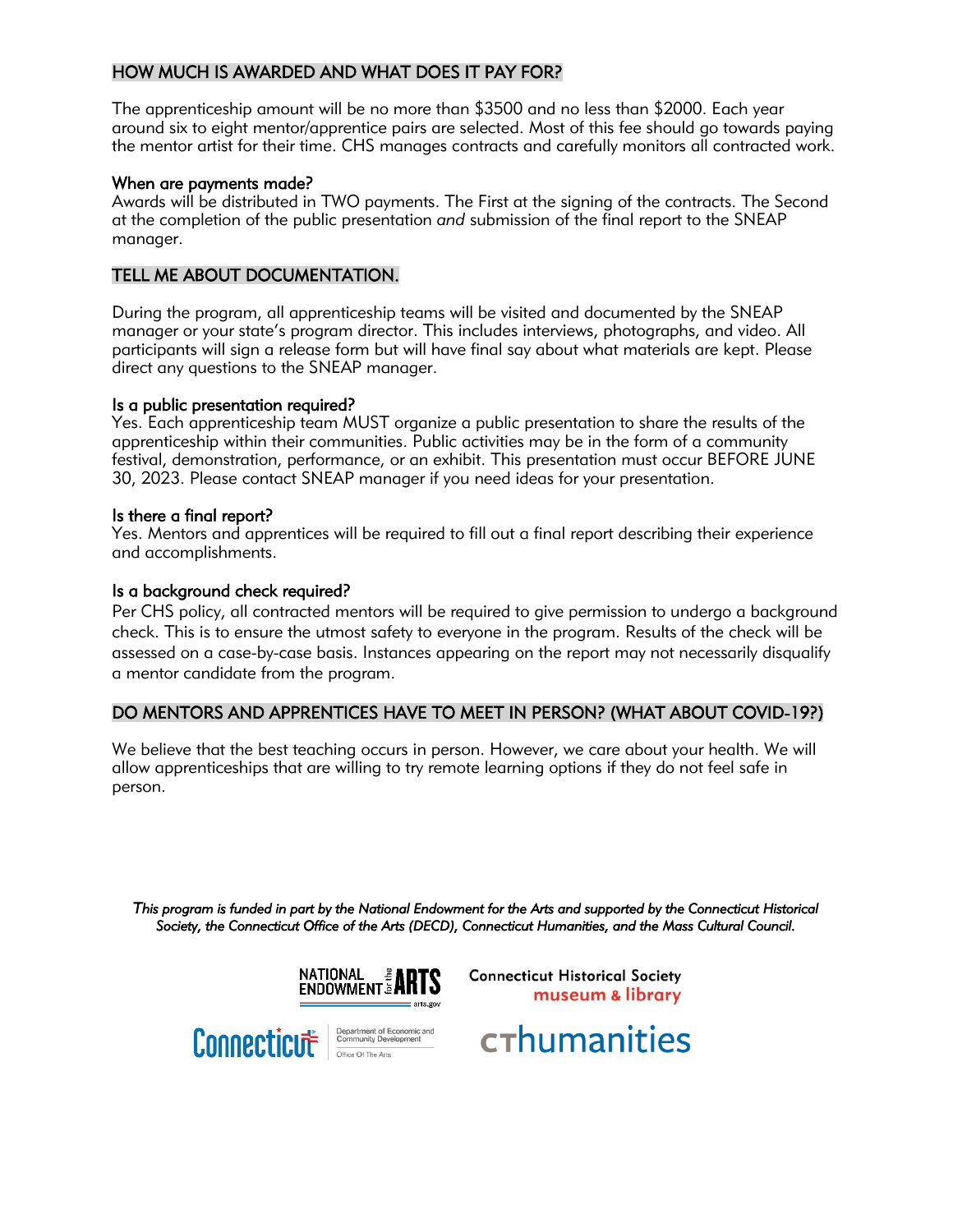## HOW MUCH IS AWARDED AND WHAT DOES IT PAY FOR?

The apprenticeship amount will be no more than $3500 and no less than $2000. Each year around six to eight mentor/apprentice pairs are selected. Most of this fee should go towards paying the mentor artist for their time. CHS manages contracts and carefully monitors all contracted work.

### When are payments made?

Awards will be distributed in TWO payments. The First at the signing of the contracts. The Second at the completion of the public presentation *and* submission of the final report to the SNEAP manager.

## TELL ME ABOUT DOCUMENTATION.

During the program, all apprenticeship teams will be visited and documented by the SNEAP manager or your state's program director. This includes interviews, photographs, and video. All participants will sign a release form but will have final say about what materials are kept. Please direct any questions to the SNEAP manager.

### Is a public presentation required?

Yes. Each apprenticeship team MUST organize a public presentation to share the results of the apprenticeship within their communities. Public activities may be in the form of a community festival, demonstration, performance, or an exhibit. This presentation must occur BEFORE JUNE 30, 2023. Please contact SNEAP manager if you need ideas for your presentation.

### Is there a final report?

Yes. Mentors and apprentices will be required to fill out a final report describing their experience and accomplishments.

### Is a background check required?

Per CHS policy, all contracted mentors will be required to give permission to undergo a background check. This is to ensure the utmost safety to everyone in the program. Results of the check will be assessed on a case-by-case basis. Instances appearing on the report may not necessarily disqualify a mentor candidate from the program.

## DO MENTORS AND APPRENTICES HAVE TO MEET IN PERSON? (WHAT ABOUT COVID-19?)

We believe that the best teaching occurs in person. However, we care about your health. We will allow apprenticeships that are willing to try remote learning options if they do not feel safe in person.

*This program is funded in part by the National Endowment for the Arts and supported by the Connecticut Historical Society, the Connecticut Office of the Arts (DECD), Connecticut Humanities, and the Mass Cultural Council.*

NATIONAL ENDOWMENT for the ARTS arts.gov

Connecticut Historical Society museum & library

Connecticut Department of Economic and Community Development Office Of The Arts

cthumanities